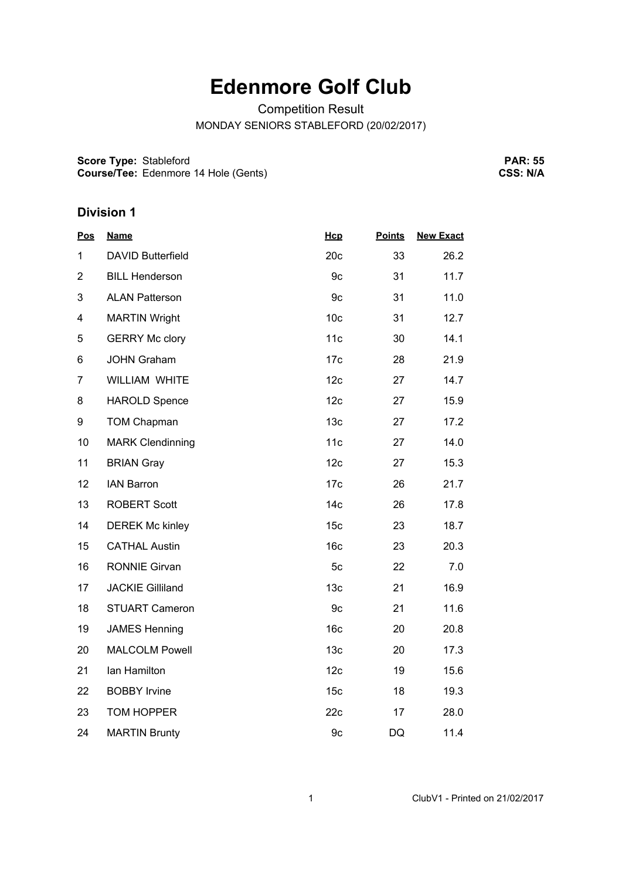# Edenmore Golf Club

Competition Result

MONDAY SENIORS STABLEFORD (20/02/2017)

**Score Type:** Stableford
**Course/Tee:** Edenmore 14 Hole (Gents)

**PAR: 55**
**CSS: N/A**

## Division 1

| Pos | Name | Hcp | Points | New Exact |
|---|---|---|---|---|
| 1 | DAVID Butterfield | 20c | 33 | 26.2 |
| 2 | BILL Henderson | 9c | 31 | 11.7 |
| 3 | ALAN Patterson | 9c | 31 | 11.0 |
| 4 | MARTIN Wright | 10c | 31 | 12.7 |
| 5 | GERRY Mc clory | 11c | 30 | 14.1 |
| 6 | JOHN Graham | 17c | 28 | 21.9 |
| 7 | WILLIAM WHITE | 12c | 27 | 14.7 |
| 8 | HAROLD Spence | 12c | 27 | 15.9 |
| 9 | TOM Chapman | 13c | 27 | 17.2 |
| 10 | MARK Clendinning | 11c | 27 | 14.0 |
| 11 | BRIAN Gray | 12c | 27 | 15.3 |
| 12 | IAN Barron | 17c | 26 | 21.7 |
| 13 | ROBERT Scott | 14c | 26 | 17.8 |
| 14 | DEREK Mc kinley | 15c | 23 | 18.7 |
| 15 | CATHAL Austin | 16c | 23 | 20.3 |
| 16 | RONNIE Girvan | 5c | 22 | 7.0 |
| 17 | JACKIE Gilliland | 13c | 21 | 16.9 |
| 18 | STUART Cameron | 9c | 21 | 11.6 |
| 19 | JAMES Henning | 16c | 20 | 20.8 |
| 20 | MALCOLM Powell | 13c | 20 | 17.3 |
| 21 | Ian Hamilton | 12c | 19 | 15.6 |
| 22 | BOBBY Irvine | 15c | 18 | 19.3 |
| 23 | TOM HOPPER | 22c | 17 | 28.0 |
| 24 | MARTIN Brunty | 9c | DQ | 11.4 |

ClubV1 - Printed on 21/02/2017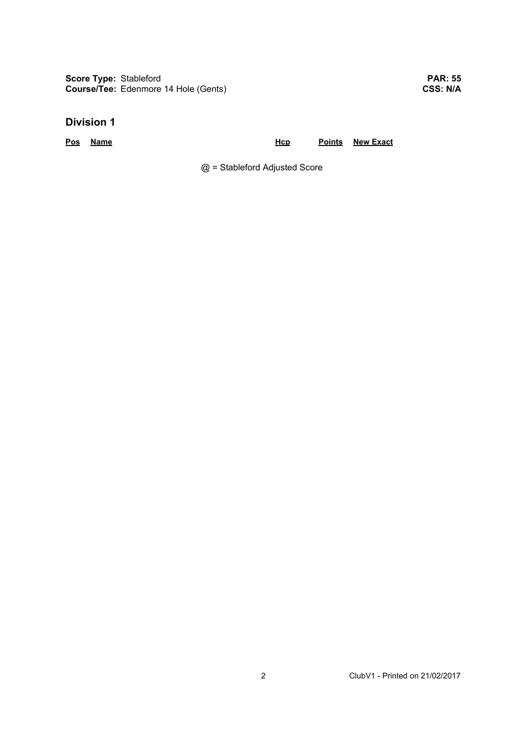**Score Type:** Stableford

**Course/Tee:** Edenmore 14 Hole (Gents)

**PAR: 55**

**CSS: N/A**

## Division 1

| Pos | Name | Hcp | Points | New Exact |
|---|---|---|---|---|

@ = Stableford Adjusted Score

ClubV1 - Printed on 21/02/2017